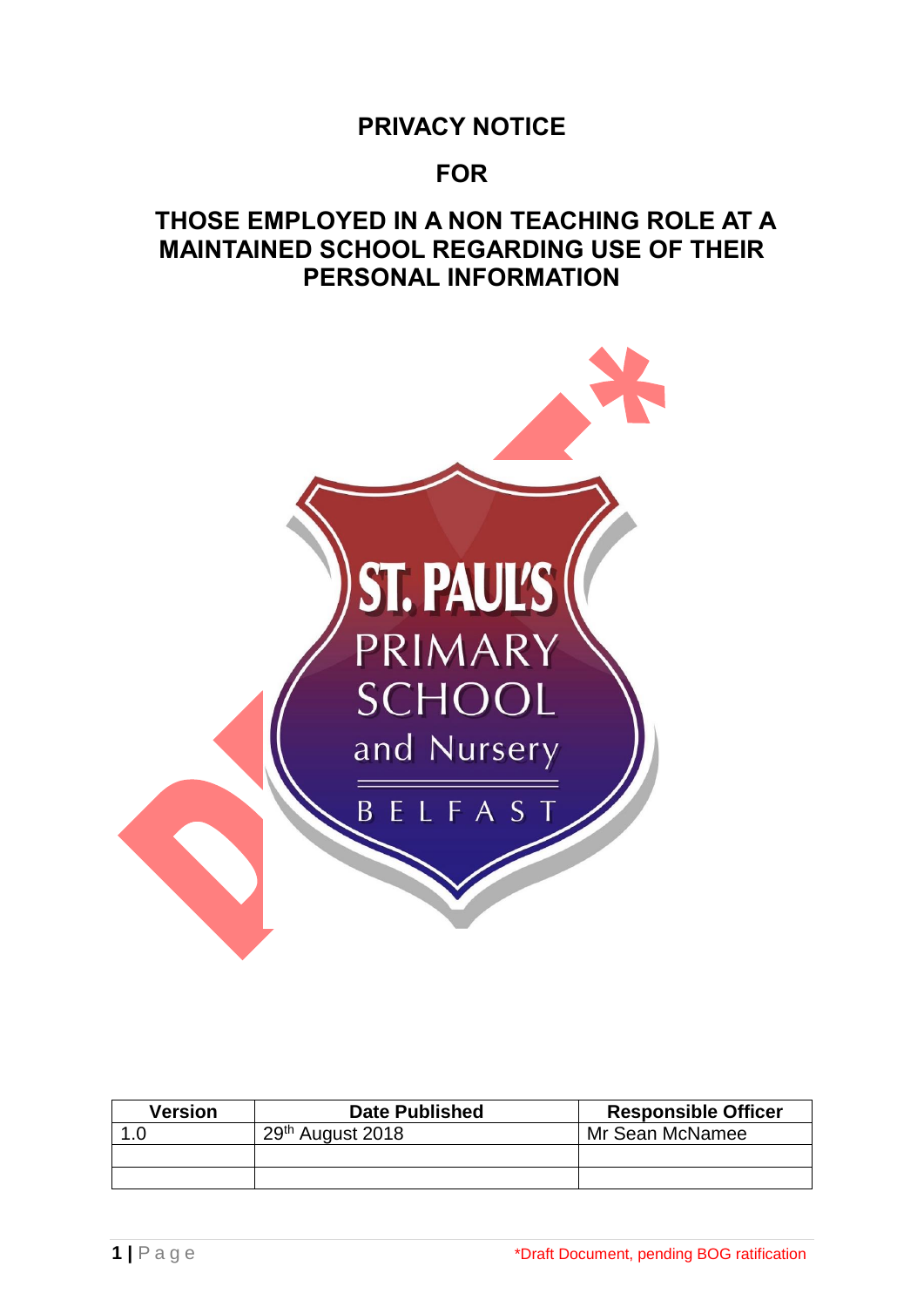# PRIVACY NOTICE

# FOR

# THOSE EMPLOYED IN A NON TEACHING ROLE AT A MAINTAINED SCHOOL REGARDING USE OF THEIR PERSONAL INFORMATION

| Version | Date Published | Responsible Officer |
|---|---|---|
| 1.0 | 29th August 2018 | Mr Sean McNamee |
| | | |
| | | |

*Draft Document, pending BOG ratification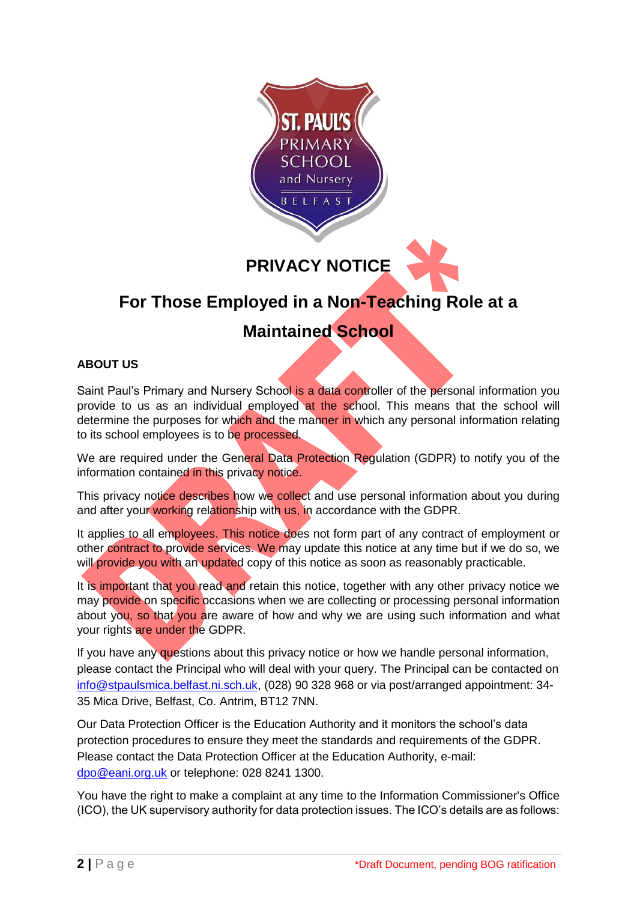# PRIVACY NOTICE

## For Those Employed in a Non-Teaching Role at a Maintained School

### ABOUT US

Saint Paul's Primary and Nursery School is a data controller of the personal information you provide to us as an individual employed at the school. This means that the school will determine the purposes for which and the manner in which any personal information relating to its school employees is to be processed.

We are required under the General Data Protection Regulation (GDPR) to notify you of the information contained in this privacy notice.

This privacy notice describes how we collect and use personal information about you during and after your working relationship with us, in accordance with the GDPR.

It applies to all employees. This notice does not form part of any contract of employment or other contract to provide services. We may update this notice at any time but if we do so, we will provide you with an updated copy of this notice as soon as reasonably practicable.

It is important that you read and retain this notice, together with any other privacy notice we may provide on specific occasions when we are collecting or processing personal information about you, so that you are aware of how and why we are using such information and what your rights are under the GDPR.

If you have any questions about this privacy notice or how we handle personal information, please contact the Principal who will deal with your query. The Principal can be contacted on info@stpaulsmica.belfast.ni.sch.uk, (028) 90 328 968 or via post/arranged appointment: 34-35 Mica Drive, Belfast, Co. Antrim, BT12 7NN.

Our Data Protection Officer is the Education Authority and it monitors the school's data protection procedures to ensure they meet the standards and requirements of the GDPR. Please contact the Data Protection Officer at the Education Authority, e-mail: dpo@eani.org.uk or telephone: 028 8241 1300.

You have the right to make a complaint at any time to the Information Commissioner's Office (ICO), the UK supervisory authority for data protection issues. The ICO's details are as follows: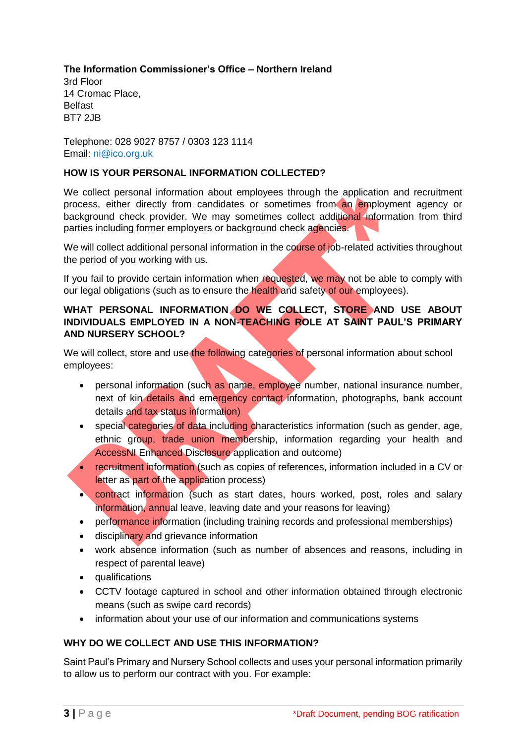**The Information Commissioner's Office – Northern Ireland**
3rd Floor
14 Cromac Place,
Belfast
BT7 2JB

Telephone: 028 9027 8757 / 0303 123 1114
Email: ni@ico.org.uk

**HOW IS YOUR PERSONAL INFORMATION COLLECTED?**

We collect personal information about employees through the application and recruitment process, either directly from candidates or sometimes from an employment agency or background check provider. We may sometimes collect additional information from third parties including former employers or background check agencies.

We will collect additional personal information in the course of job-related activities throughout the period of you working with us.

If you fail to provide certain information when requested, we may not be able to comply with our legal obligations (such as to ensure the health and safety of our employees).

**WHAT PERSONAL INFORMATION DO WE COLLECT, STORE AND USE ABOUT INDIVIDUALS EMPLOYED IN A NON-TEACHING ROLE AT SAINT PAUL'S PRIMARY AND NURSERY SCHOOL?**

We will collect, store and use the following categories of personal information about school employees:

- personal information (such as name, employee number, national insurance number, next of kin details and emergency contact information, photographs, bank account details and tax status information)
- special categories of data including characteristics information (such as gender, age, ethnic group, trade union membership, information regarding your health and AccessNI Enhanced Disclosure application and outcome)
- recruitment information (such as copies of references, information included in a CV or letter as part of the application process)
- contract information (such as start dates, hours worked, post, roles and salary information, annual leave, leaving date and your reasons for leaving)
- performance information (including training records and professional memberships)
- disciplinary and grievance information
- work absence information (such as number of absences and reasons, including in respect of parental leave)
- qualifications
- CCTV footage captured in school and other information obtained through electronic means (such as swipe card records)
- information about your use of our information and communications systems

**WHY DO WE COLLECT AND USE THIS INFORMATION?**

Saint Paul's Primary and Nursery School collects and uses your personal information primarily to allow us to perform our contract with you. For example:

*Draft Document, pending BOG ratification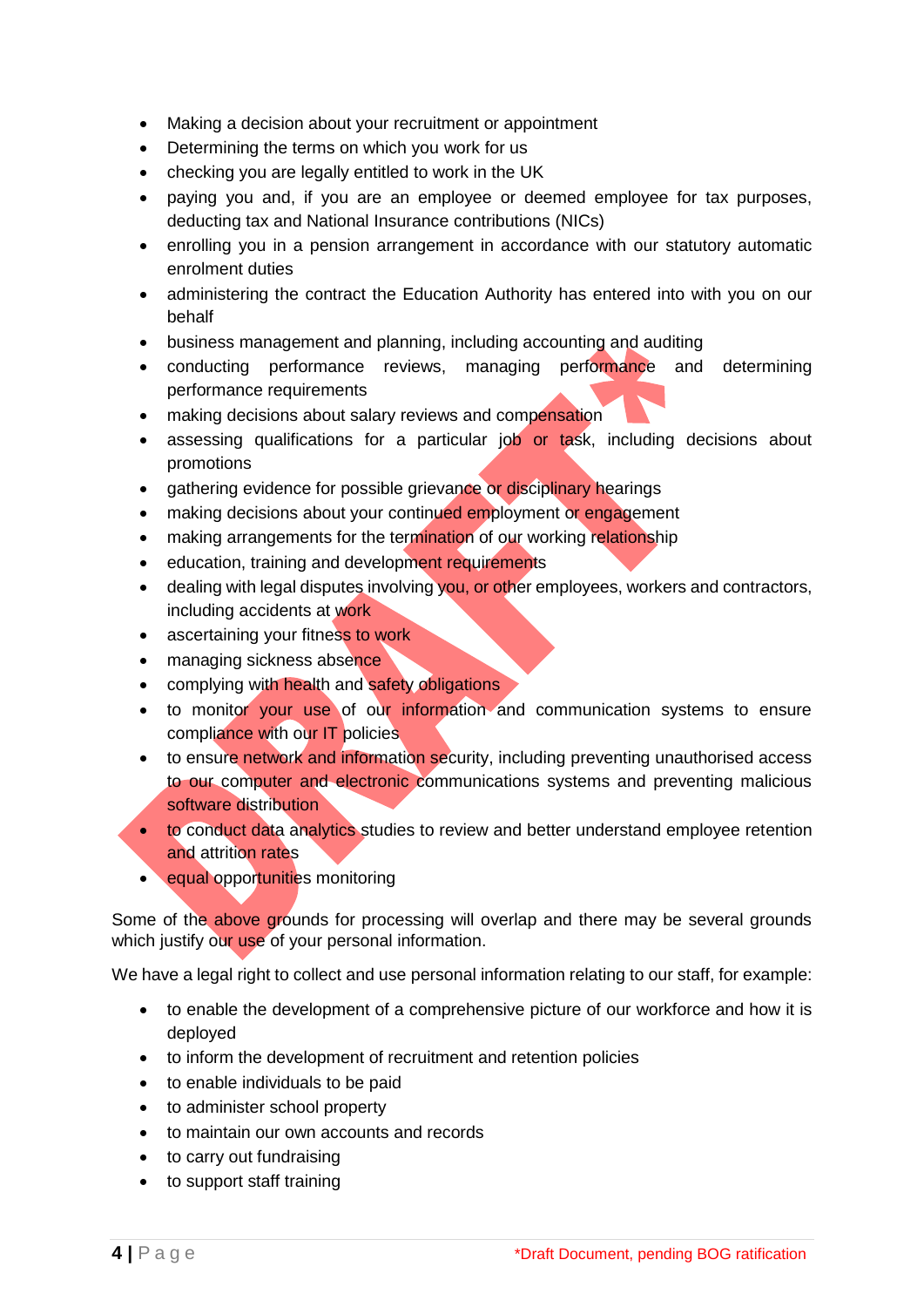- Making a decision about your recruitment or appointment
- Determining the terms on which you work for us
- checking you are legally entitled to work in the UK
- paying you and, if you are an employee or deemed employee for tax purposes, deducting tax and National Insurance contributions (NICs)
- enrolling you in a pension arrangement in accordance with our statutory automatic enrolment duties
- administering the contract the Education Authority has entered into with you on our behalf
- business management and planning, including accounting and auditing
- conducting performance reviews, managing performance and determining performance requirements
- making decisions about salary reviews and compensation
- assessing qualifications for a particular job or task, including decisions about promotions
- gathering evidence for possible grievance or disciplinary hearings
- making decisions about your continued employment or engagement
- making arrangements for the termination of our working relationship
- education, training and development requirements
- dealing with legal disputes involving you, or other employees, workers and contractors, including accidents at work
- ascertaining your fitness to work
- managing sickness absence
- complying with health and safety obligations
- to monitor your use of our information and communication systems to ensure compliance with our IT policies
- to ensure network and information security, including preventing unauthorised access to our computer and electronic communications systems and preventing malicious software distribution
- to conduct data analytics studies to review and better understand employee retention and attrition rates
- equal opportunities monitoring

Some of the above grounds for processing will overlap and there may be several grounds which justify our use of your personal information.

We have a legal right to collect and use personal information relating to our staff, for example:

- to enable the development of a comprehensive picture of our workforce and how it is deployed
- to inform the development of recruitment and retention policies
- to enable individuals to be paid
- to administer school property
- to maintain our own accounts and records
- to carry out fundraising
- to support staff training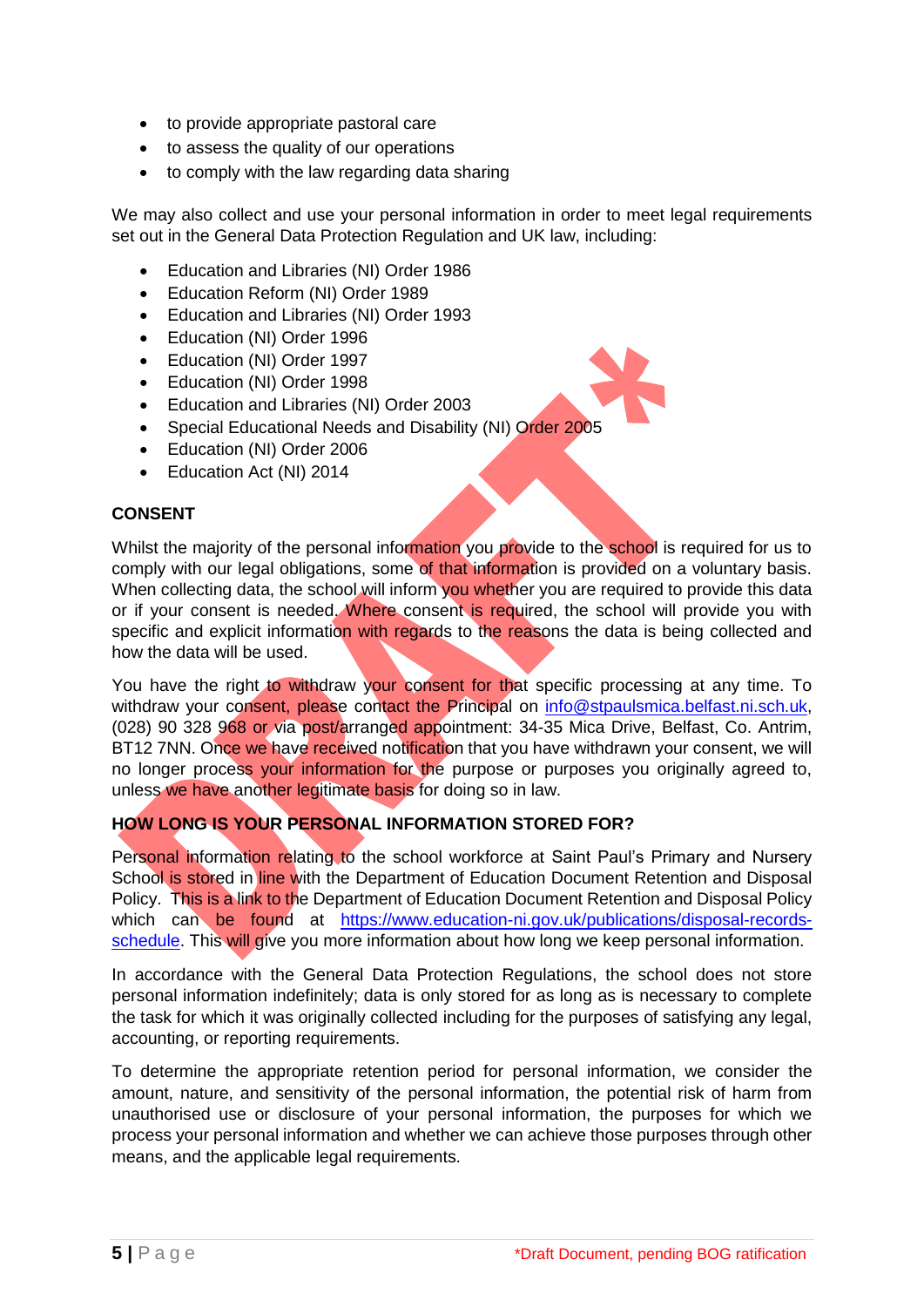- to provide appropriate pastoral care
- to assess the quality of our operations
- to comply with the law regarding data sharing

We may also collect and use your personal information in order to meet legal requirements set out in the General Data Protection Regulation and UK law, including:

- Education and Libraries (NI) Order 1986
- Education Reform (NI) Order 1989
- Education and Libraries (NI) Order 1993
- Education (NI) Order 1996
- Education (NI) Order 1997
- Education (NI) Order 1998
- Education and Libraries (NI) Order 2003
- Special Educational Needs and Disability (NI) Order 2005
- Education (NI) Order 2006
- Education Act (NI) 2014

## CONSENT

Whilst the majority of the personal information you provide to the school is required for us to comply with our legal obligations, some of that information is provided on a voluntary basis. When collecting data, the school will inform you whether you are required to provide this data or if your consent is needed. Where consent is required, the school will provide you with specific and explicit information with regards to the reasons the data is being collected and how the data will be used.

You have the right to withdraw your consent for that specific processing at any time. To withdraw your consent, please contact the Principal on info@stpaulsmica.belfast.ni.sch.uk, (028) 90 328 968 or via post/arranged appointment: 34-35 Mica Drive, Belfast, Co. Antrim, BT12 7NN. Once we have received notification that you have withdrawn your consent, we will no longer process your information for the purpose or purposes you originally agreed to, unless we have another legitimate basis for doing so in law.

## HOW LONG IS YOUR PERSONAL INFORMATION STORED FOR?

Personal information relating to the school workforce at Saint Paul's Primary and Nursery School is stored in line with the Department of Education Document Retention and Disposal Policy. This is a link to the Department of Education Document Retention and Disposal Policy which can be found at https://www.education-ni.gov.uk/publications/disposal-records-schedule. This will give you more information about how long we keep personal information.

In accordance with the General Data Protection Regulations, the school does not store personal information indefinitely; data is only stored for as long as is necessary to complete the task for which it was originally collected including for the purposes of satisfying any legal, accounting, or reporting requirements.

To determine the appropriate retention period for personal information, we consider the amount, nature, and sensitivity of the personal information, the potential risk of harm from unauthorised use or disclosure of your personal information, the purposes for which we process your personal information and whether we can achieve those purposes through other means, and the applicable legal requirements.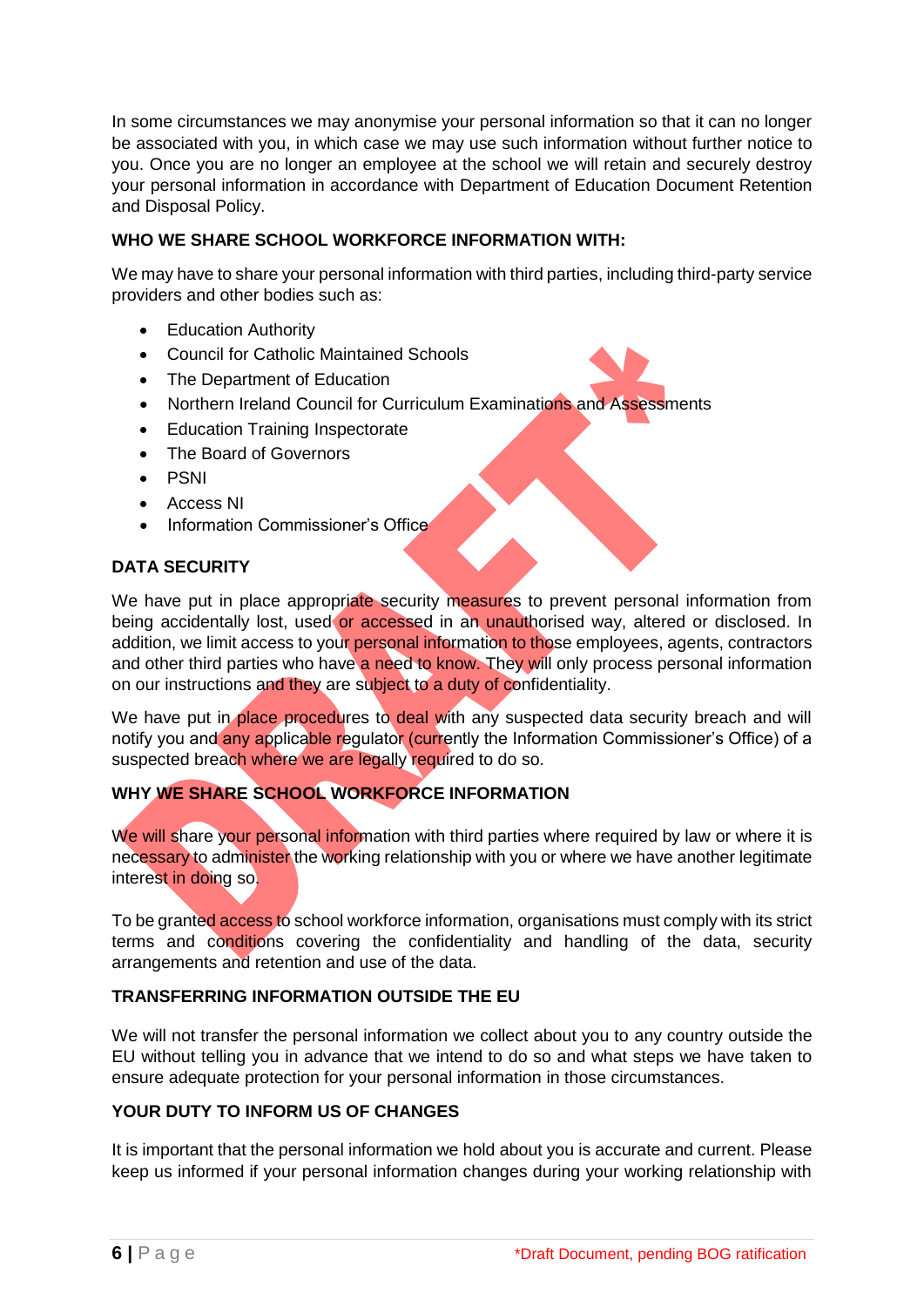In some circumstances we may anonymise your personal information so that it can no longer be associated with you, in which case we may use such information without further notice to you. Once you are no longer an employee at the school we will retain and securely destroy your personal information in accordance with Department of Education Document Retention and Disposal Policy.

**WHO WE SHARE SCHOOL WORKFORCE INFORMATION WITH:**

We may have to share your personal information with third parties, including third-party service providers and other bodies such as:

- Education Authority
- Council for Catholic Maintained Schools
- The Department of Education
- Northern Ireland Council for Curriculum Examinations and Assessments
- Education Training Inspectorate
- The Board of Governors
- PSNI
- Access NI
- Information Commissioner's Office

**DATA SECURITY**

We have put in place appropriate security measures to prevent personal information from being accidentally lost, used or accessed in an unauthorised way, altered or disclosed. In addition, we limit access to your personal information to those employees, agents, contractors and other third parties who have a need to know. They will only process personal information on our instructions and they are subject to a duty of confidentiality.

We have put in place procedures to deal with any suspected data security breach and will notify you and any applicable regulator (currently the Information Commissioner's Office) of a suspected breach where we are legally required to do so.

**WHY WE SHARE SCHOOL WORKFORCE INFORMATION**

We will share your personal information with third parties where required by law or where it is necessary to administer the working relationship with you or where we have another legitimate interest in doing so.

To be granted access to school workforce information, organisations must comply with its strict terms and conditions covering the confidentiality and handling of the data, security arrangements and retention and use of the data.

**TRANSFERRING INFORMATION OUTSIDE THE EU**

We will not transfer the personal information we collect about you to any country outside the EU without telling you in advance that we intend to do so and what steps we have taken to ensure adequate protection for your personal information in those circumstances.

**YOUR DUTY TO INFORM US OF CHANGES**

It is important that the personal information we hold about you is accurate and current. Please keep us informed if your personal information changes during your working relationship with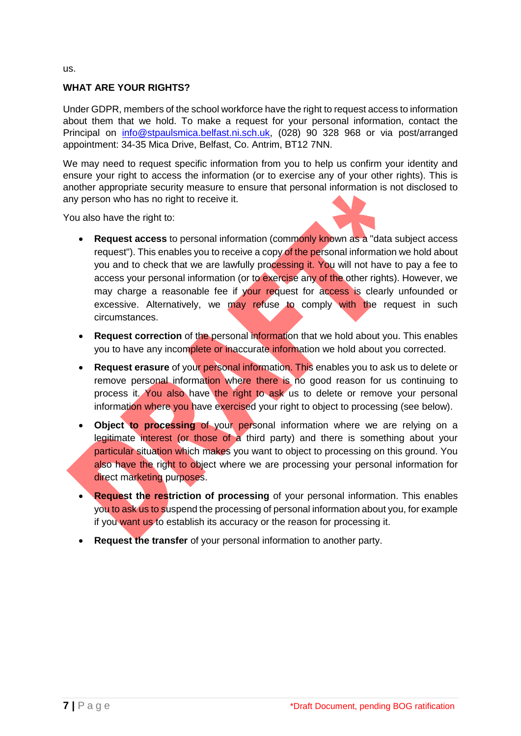us.

**WHAT ARE YOUR RIGHTS?**

Under GDPR, members of the school workforce have the right to request access to information about them that we hold. To make a request for your personal information, contact the Principal on info@stpaulsmica.belfast.ni.sch.uk, (028) 90 328 968 or via post/arranged appointment: 34-35 Mica Drive, Belfast, Co. Antrim, BT12 7NN.

We may need to request specific information from you to help us confirm your identity and ensure your right to access the information (or to exercise any of your other rights). This is another appropriate security measure to ensure that personal information is not disclosed to any person who has no right to receive it.

You also have the right to:

- **Request access** to personal information (commonly known as a "data subject access request"). This enables you to receive a copy of the personal information we hold about you and to check that we are lawfully processing it. You will not have to pay a fee to access your personal information (or to exercise any of the other rights). However, we may charge a reasonable fee if your request for access is clearly unfounded or excessive. Alternatively, we may refuse to comply with the request in such circumstances.
- **Request correction** of the personal information that we hold about you. This enables you to have any incomplete or inaccurate information we hold about you corrected.
- **Request erasure** of your personal information. This enables you to ask us to delete or remove personal information where there is no good reason for us continuing to process it. You also have the right to ask us to delete or remove your personal information where you have exercised your right to object to processing (see below).
- **Object to processing** of your personal information where we are relying on a legitimate interest (or those of a third party) and there is something about your particular situation which makes you want to object to processing on this ground. You also have the right to object where we are processing your personal information for direct marketing purposes.
- **Request the restriction of processing** of your personal information. This enables you to ask us to suspend the processing of personal information about you, for example if you want us to establish its accuracy or the reason for processing it.
- **Request the transfer** of your personal information to another party.